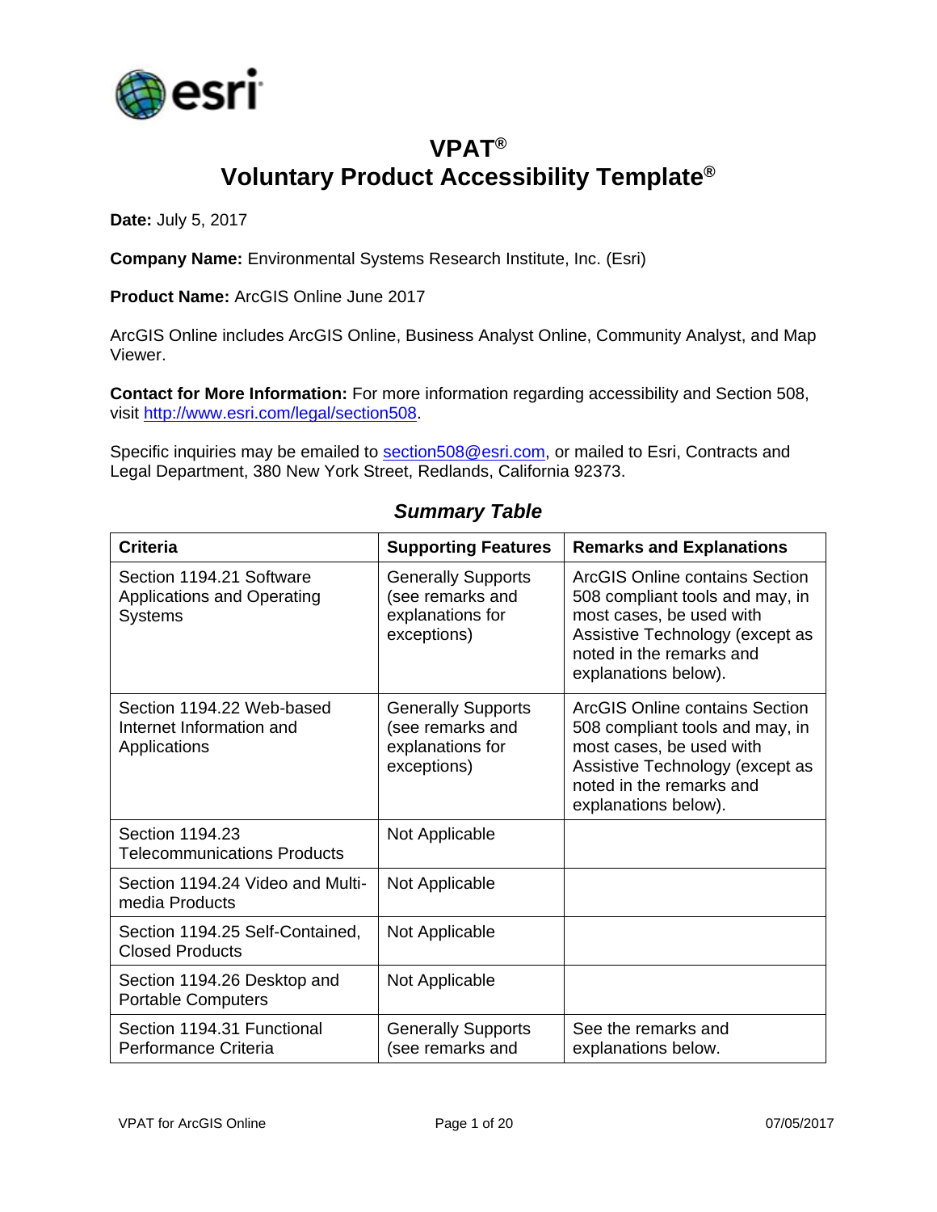# VPAT®
# Voluntary Product Accessibility Template®

**Date:** July 5, 2017

**Company Name:** Environmental Systems Research Institute, Inc. (Esri)

**Product Name:** ArcGIS Online June 2017

ArcGIS Online includes ArcGIS Online, Business Analyst Online, Community Analyst, and Map Viewer.

**Contact for More Information:** For more information regarding accessibility and Section 508, visit http://www.esri.com/legal/section508.

Specific inquiries may be emailed to section508@esri.com, or mailed to Esri, Contracts and Legal Department, 380 New York Street, Redlands, California 92373.

## *Summary Table*

| Criteria | Supporting Features | Remarks and Explanations |
|---|---|---|
| Section 1194.21 Software Applications and Operating Systems | Generally Supports (see remarks and explanations for exceptions) | ArcGIS Online contains Section 508 compliant tools and may, in most cases, be used with Assistive Technology (except as noted in the remarks and explanations below). |
| Section 1194.22 Web-based Internet Information and Applications | Generally Supports (see remarks and explanations for exceptions) | ArcGIS Online contains Section 508 compliant tools and may, in most cases, be used with Assistive Technology (except as noted in the remarks and explanations below). |
| Section 1194.23 Telecommunications Products | Not Applicable | |
| Section 1194.24 Video and Multi-media Products | Not Applicable | |
| Section 1194.25 Self-Contained, Closed Products | Not Applicable | |
| Section 1194.26 Desktop and Portable Computers | Not Applicable | |
| Section 1194.31 Functional Performance Criteria | Generally Supports (see remarks and | See the remarks and explanations below. |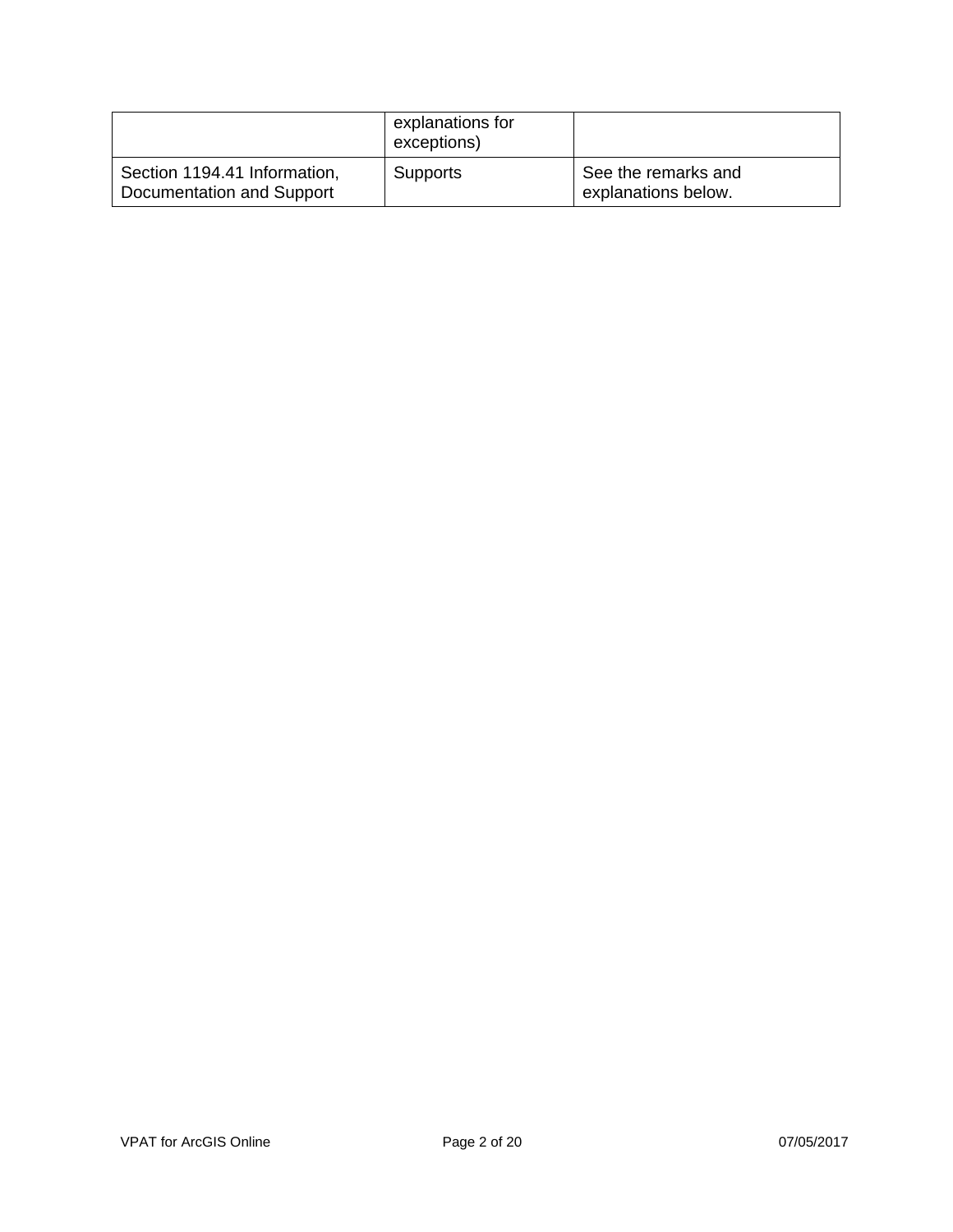| | explanations for exceptions) | |
|---|---|---|
| Section 1194.41 Information, Documentation and Support | Supports | See the remarks and explanations below. |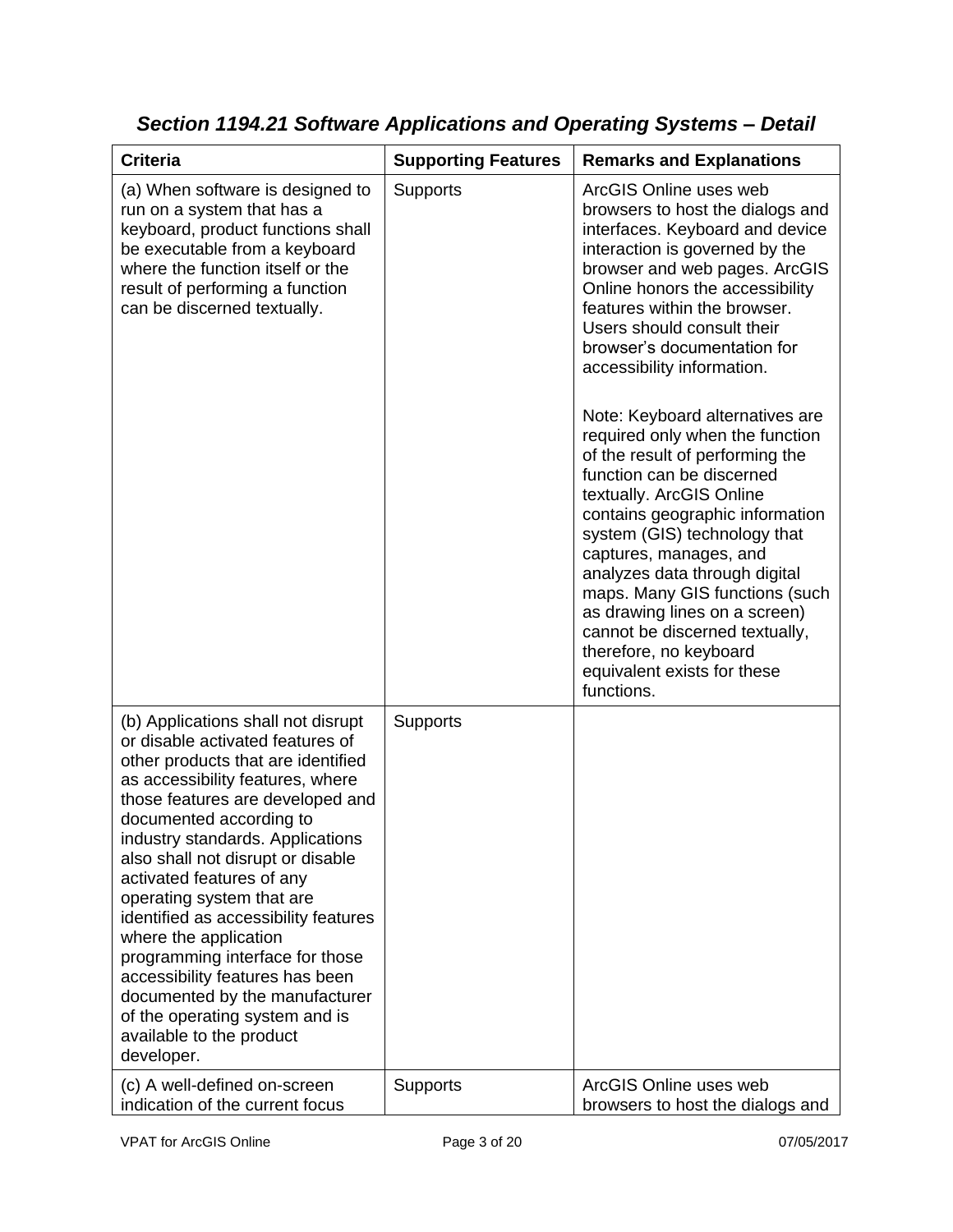### *Section 1194.21 Software Applications and Operating Systems – Detail*

| Criteria | Supporting Features | Remarks and Explanations |
|---|---|---|
| (a) When software is designed to run on a system that has a keyboard, product functions shall be executable from a keyboard where the function itself or the result of performing a function can be discerned textually. | Supports | ArcGIS Online uses web browsers to host the dialogs and interfaces. Keyboard and device interaction is governed by the browser and web pages. ArcGIS Online honors the accessibility features within the browser. Users should consult their browser's documentation for accessibility information.<br><br>Note: Keyboard alternatives are required only when the function of the result of performing the function can be discerned textually. ArcGIS Online contains geographic information system (GIS) technology that captures, manages, and analyzes data through digital maps. Many GIS functions (such as drawing lines on a screen) cannot be discerned textually, therefore, no keyboard equivalent exists for these functions. |
| (b) Applications shall not disrupt or disable activated features of other products that are identified as accessibility features, where those features are developed and documented according to industry standards. Applications also shall not disrupt or disable activated features of any operating system that are identified as accessibility features where the application programming interface for those accessibility features has been documented by the manufacturer of the operating system and is available to the product developer. | Supports | |
| (c) A well-defined on-screen indication of the current focus | Supports | ArcGIS Online uses web browsers to host the dialogs and |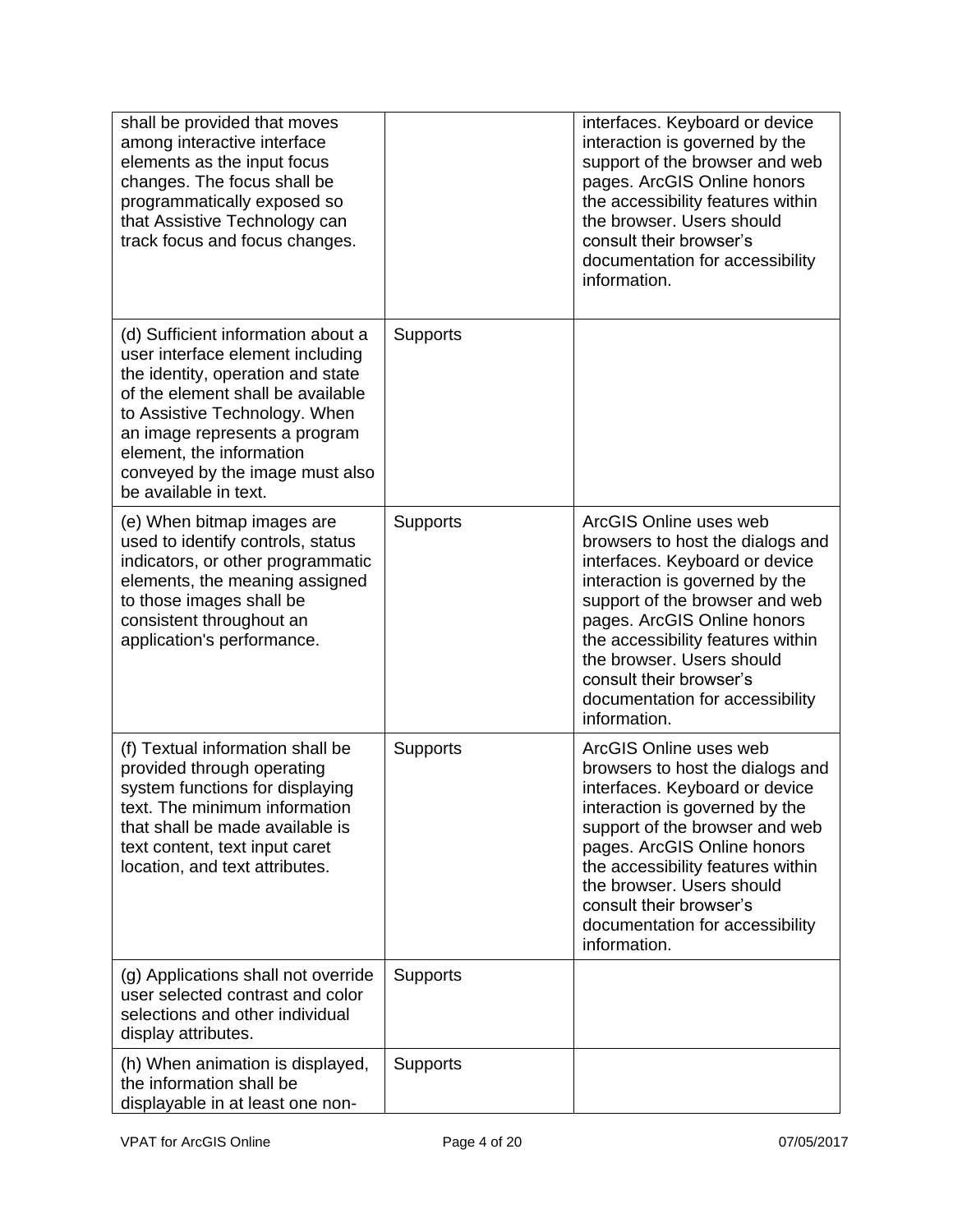| | | |
|---|---|---|
| shall be provided that moves among interactive interface elements as the input focus changes. The focus shall be programmatically exposed so that Assistive Technology can track focus and focus changes. | | interfaces. Keyboard or device interaction is governed by the support of the browser and web pages. ArcGIS Online honors the accessibility features within the browser. Users should consult their browser's documentation for accessibility information. |
| (d) Sufficient information about a user interface element including the identity, operation and state of the element shall be available to Assistive Technology. When an image represents a program element, the information conveyed by the image must also be available in text. | Supports | |
| (e) When bitmap images are used to identify controls, status indicators, or other programmatic elements, the meaning assigned to those images shall be consistent throughout an application's performance. | Supports | ArcGIS Online uses web browsers to host the dialogs and interfaces. Keyboard or device interaction is governed by the support of the browser and web pages. ArcGIS Online honors the accessibility features within the browser. Users should consult their browser's documentation for accessibility information. |
| (f) Textual information shall be provided through operating system functions for displaying text. The minimum information that shall be made available is text content, text input caret location, and text attributes. | Supports | ArcGIS Online uses web browsers to host the dialogs and interfaces. Keyboard or device interaction is governed by the support of the browser and web pages. ArcGIS Online honors the accessibility features within the browser. Users should consult their browser's documentation for accessibility information. |
| (g) Applications shall not override user selected contrast and color selections and other individual display attributes. | Supports | |
| (h) When animation is displayed, the information shall be displayable in at least one non- | Supports | |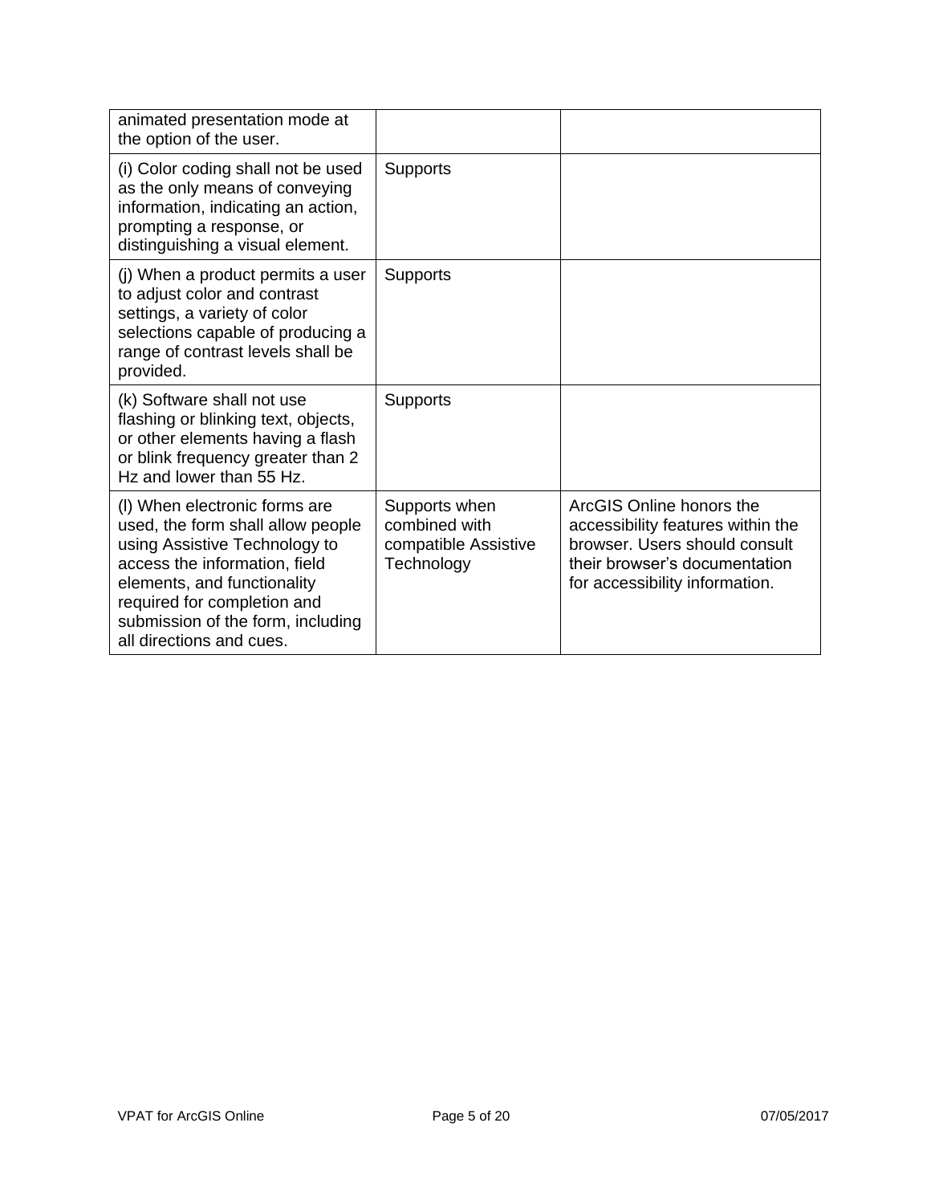| | | |
|---|---|---|
| animated presentation mode at the option of the user. | | |
| (i) Color coding shall not be used as the only means of conveying information, indicating an action, prompting a response, or distinguishing a visual element. | Supports | |
| (j) When a product permits a user to adjust color and contrast settings, a variety of color selections capable of producing a range of contrast levels shall be provided. | Supports | |
| (k) Software shall not use flashing or blinking text, objects, or other elements having a flash or blink frequency greater than 2 Hz and lower than 55 Hz. | Supports | |
| (l) When electronic forms are used, the form shall allow people using Assistive Technology to access the information, field elements, and functionality required for completion and submission of the form, including all directions and cues. | Supports when combined with compatible Assistive Technology | ArcGIS Online honors the accessibility features within the browser. Users should consult their browser's documentation for accessibility information. |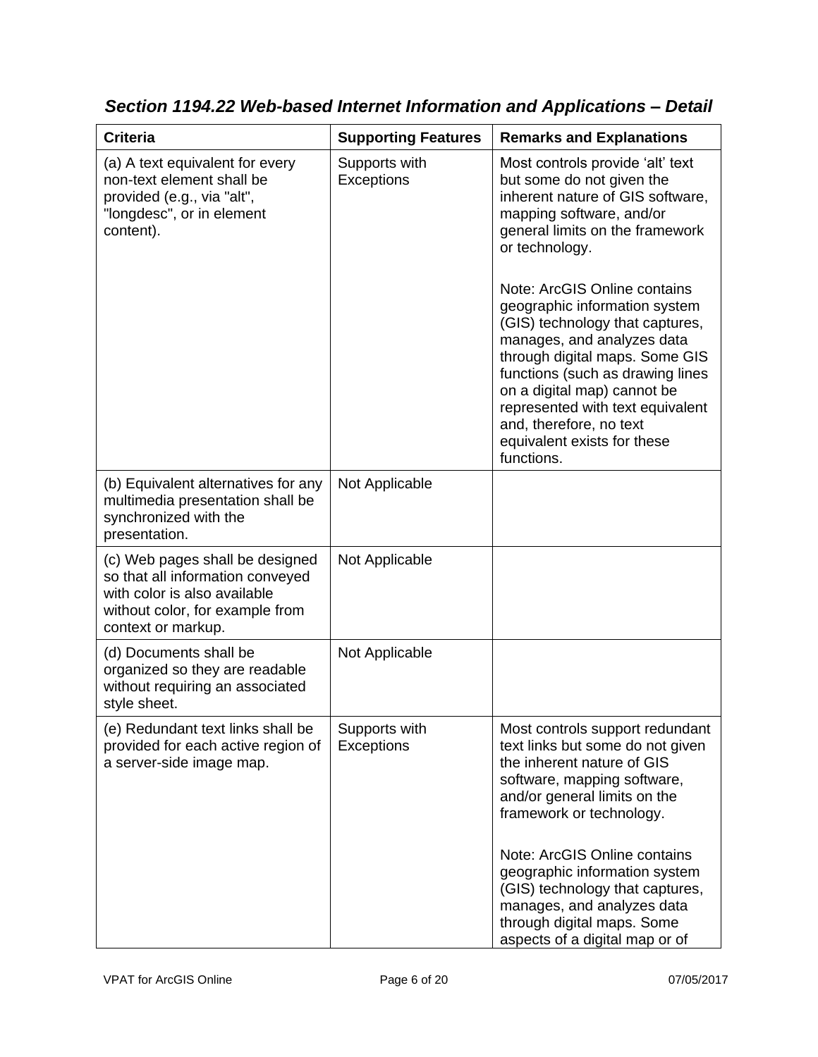### *Section 1194.22 Web-based Internet Information and Applications – Detail*

| Criteria | Supporting Features | Remarks and Explanations |
|---|---|---|
| (a) A text equivalent for every non-text element shall be provided (e.g., via "alt", "longdesc", or in element content). | Supports with Exceptions | Most controls provide 'alt' text but some do not given the inherent nature of GIS software, mapping software, and/or general limits on the framework or technology.<br><br>Note: ArcGIS Online contains geographic information system (GIS) technology that captures, manages, and analyzes data through digital maps. Some GIS functions (such as drawing lines on a digital map) cannot be represented with text equivalent and, therefore, no text equivalent exists for these functions. |
| (b) Equivalent alternatives for any multimedia presentation shall be synchronized with the presentation. | Not Applicable | |
| (c) Web pages shall be designed so that all information conveyed with color is also available without color, for example from context or markup. | Not Applicable | |
| (d) Documents shall be organized so they are readable without requiring an associated style sheet. | Not Applicable | |
| (e) Redundant text links shall be provided for each active region of a server-side image map. | Supports with Exceptions | Most controls support redundant text links but some do not given the inherent nature of GIS software, mapping software, and/or general limits on the framework or technology.<br><br>Note: ArcGIS Online contains geographic information system (GIS) technology that captures, manages, and analyzes data through digital maps. Some aspects of a digital map or of |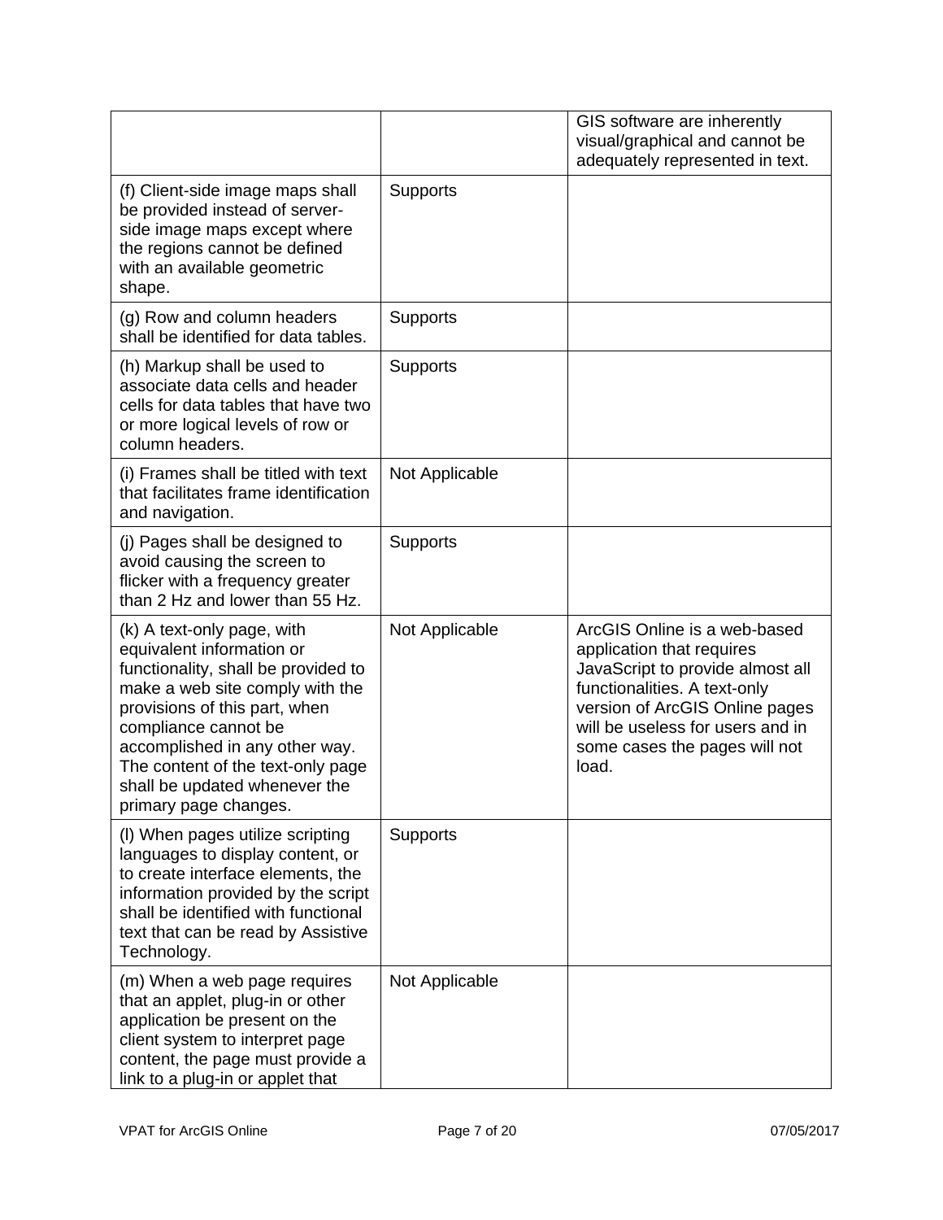| | | |
|---|---|---|
| | | GIS software are inherently visual/graphical and cannot be adequately represented in text. |
| (f) Client-side image maps shall be provided instead of server-side image maps except where the regions cannot be defined with an available geometric shape. | Supports | |
| (g) Row and column headers shall be identified for data tables. | Supports | |
| (h) Markup shall be used to associate data cells and header cells for data tables that have two or more logical levels of row or column headers. | Supports | |
| (i) Frames shall be titled with text that facilitates frame identification and navigation. | Not Applicable | |
| (j) Pages shall be designed to avoid causing the screen to flicker with a frequency greater than 2 Hz and lower than 55 Hz. | Supports | |
| (k) A text-only page, with equivalent information or functionality, shall be provided to make a web site comply with the provisions of this part, when compliance cannot be accomplished in any other way. The content of the text-only page shall be updated whenever the primary page changes. | Not Applicable | ArcGIS Online is a web-based application that requires JavaScript to provide almost all functionalities. A text-only version of ArcGIS Online pages will be useless for users and in some cases the pages will not load. |
| (l) When pages utilize scripting languages to display content, or to create interface elements, the information provided by the script shall be identified with functional text that can be read by Assistive Technology. | Supports | |
| (m) When a web page requires that an applet, plug-in or other application be present on the client system to interpret page content, the page must provide a link to a plug-in or applet that | Not Applicable | |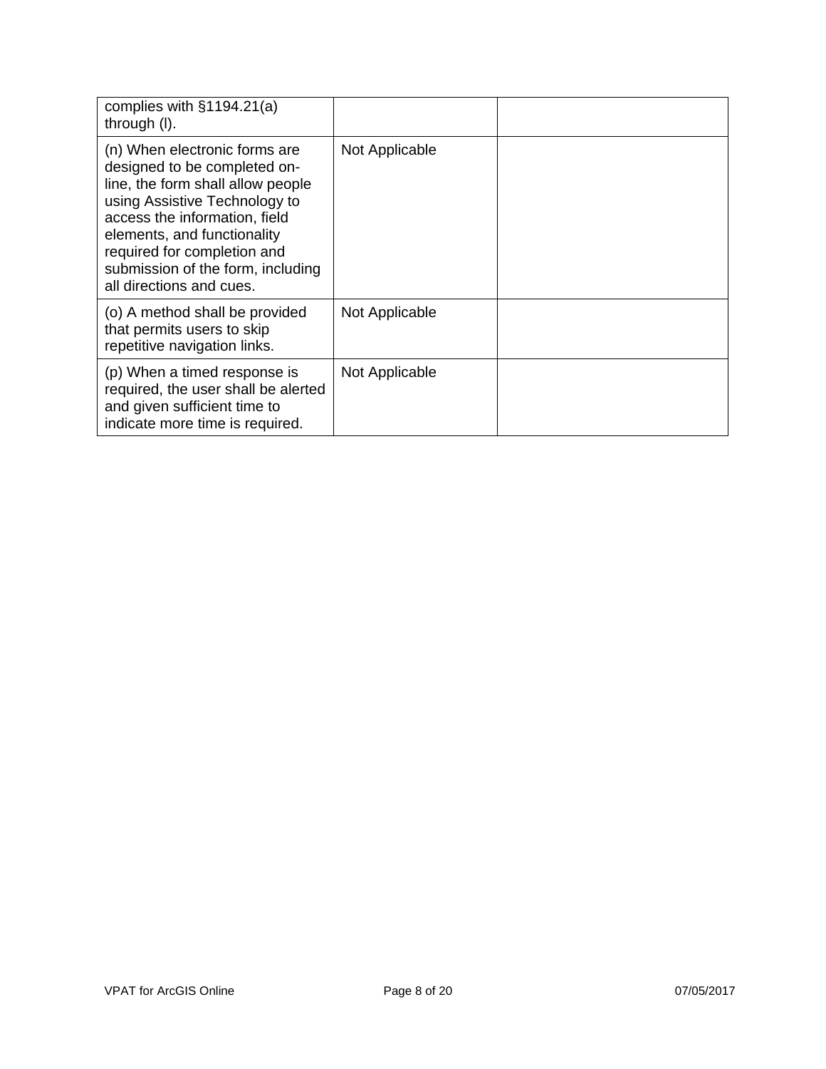| | | |
|---|---|---|
| complies with §1194.21(a) through (l). | | |
| (n) When electronic forms are designed to be completed on-line, the form shall allow people using Assistive Technology to access the information, field elements, and functionality required for completion and submission of the form, including all directions and cues. | Not Applicable | |
| (o) A method shall be provided that permits users to skip repetitive navigation links. | Not Applicable | |
| (p) When a timed response is required, the user shall be alerted and given sufficient time to indicate more time is required. | Not Applicable | |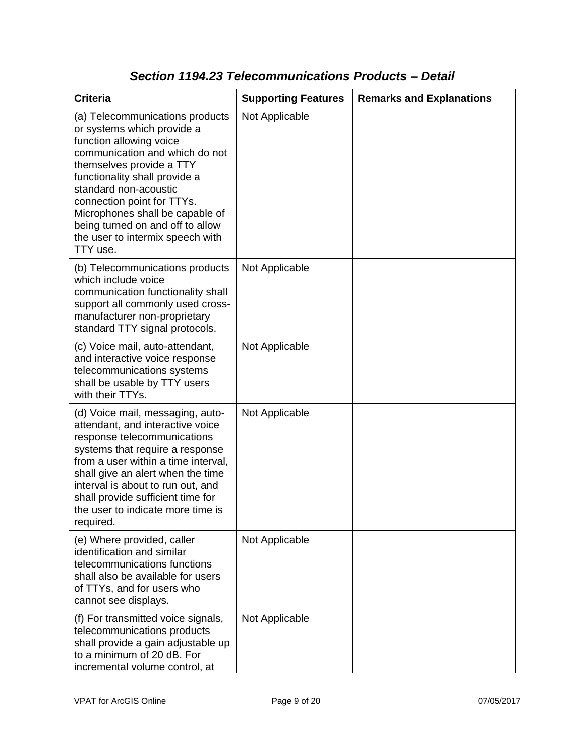### *Section 1194.23 Telecommunications Products – Detail*

| Criteria | Supporting Features | Remarks and Explanations |
| --- | --- | --- |
| (a) Telecommunications products or systems which provide a function allowing voice communication and which do not themselves provide a TTY functionality shall provide a standard non-acoustic connection point for TTYs. Microphones shall be capable of being turned on and off to allow the user to intermix speech with TTY use. | Not Applicable | |
| (b) Telecommunications products which include voice communication functionality shall support all commonly used cross-manufacturer non-proprietary standard TTY signal protocols. | Not Applicable | |
| (c) Voice mail, auto-attendant, and interactive voice response telecommunications systems shall be usable by TTY users with their TTYs. | Not Applicable | |
| (d) Voice mail, messaging, auto-attendant, and interactive voice response telecommunications systems that require a response from a user within a time interval, shall give an alert when the time interval is about to run out, and shall provide sufficient time for the user to indicate more time is required. | Not Applicable | |
| (e) Where provided, caller identification and similar telecommunications functions shall also be available for users of TTYs, and for users who cannot see displays. | Not Applicable | |
| (f) For transmitted voice signals, telecommunications products shall provide a gain adjustable up to a minimum of 20 dB. For incremental volume control, at | Not Applicable | |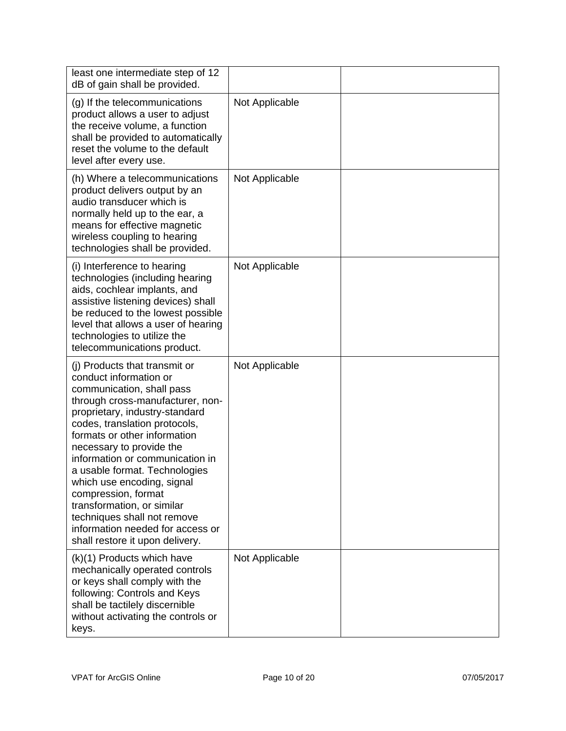| | | |
|---|---|---|
| least one intermediate step of 12 dB of gain shall be provided. | | |
| (g) If the telecommunications product allows a user to adjust the receive volume, a function shall be provided to automatically reset the volume to the default level after every use. | Not Applicable | |
| (h) Where a telecommunications product delivers output by an audio transducer which is normally held up to the ear, a means for effective magnetic wireless coupling to hearing technologies shall be provided. | Not Applicable | |
| (i) Interference to hearing technologies (including hearing aids, cochlear implants, and assistive listening devices) shall be reduced to the lowest possible level that allows a user of hearing technologies to utilize the telecommunications product. | Not Applicable | |
| (j) Products that transmit or conduct information or communication, shall pass through cross-manufacturer, non-proprietary, industry-standard codes, translation protocols, formats or other information necessary to provide the information or communication in a usable format. Technologies which use encoding, signal compression, format transformation, or similar techniques shall not remove information needed for access or shall restore it upon delivery. | Not Applicable | |
| (k)(1) Products which have mechanically operated controls or keys shall comply with the following: Controls and Keys shall be tactilely discernible without activating the controls or keys. | Not Applicable | |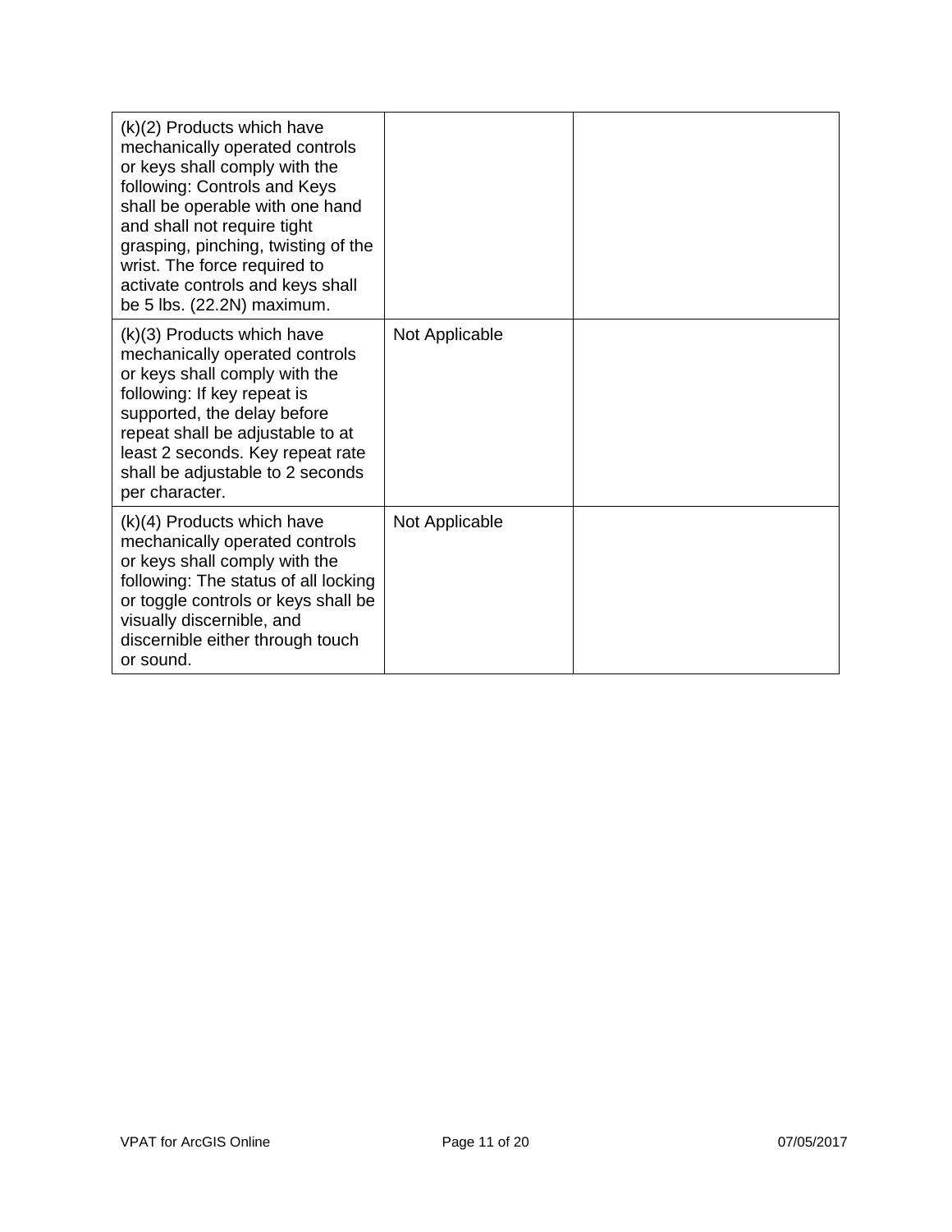| | | |
|---|---|---|
| (k)(2) Products which have mechanically operated controls or keys shall comply with the following: Controls and Keys shall be operable with one hand and shall not require tight grasping, pinching, twisting of the wrist. The force required to activate controls and keys shall be 5 lbs. (22.2N) maximum. | | |
| (k)(3) Products which have mechanically operated controls or keys shall comply with the following: If key repeat is supported, the delay before repeat shall be adjustable to at least 2 seconds. Key repeat rate shall be adjustable to 2 seconds per character. | Not Applicable | |
| (k)(4) Products which have mechanically operated controls or keys shall comply with the following: The status of all locking or toggle controls or keys shall be visually discernible, and discernible either through touch or sound. | Not Applicable | |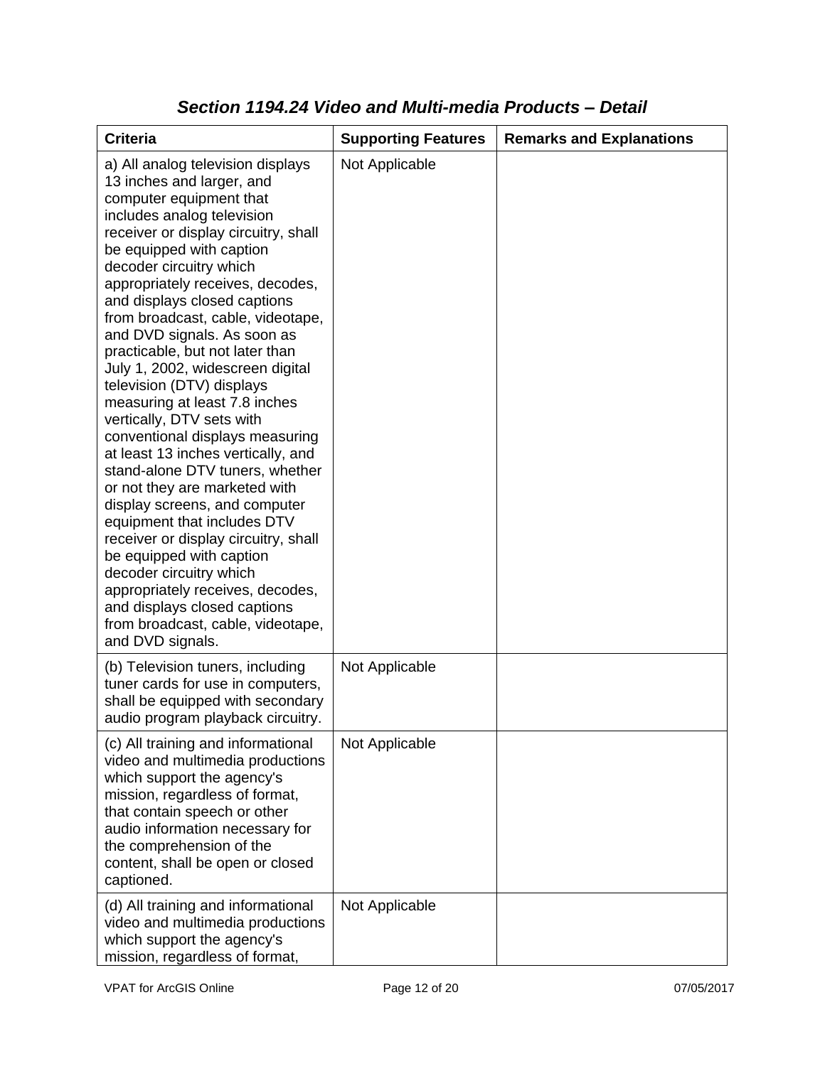## *Section 1194.24 Video and Multi-media Products – Detail*

| Criteria | Supporting Features | Remarks and Explanations |
|---|---|---|
| a) All analog television displays 13 inches and larger, and computer equipment that includes analog television receiver or display circuitry, shall be equipped with caption decoder circuitry which appropriately receives, decodes, and displays closed captions from broadcast, cable, videotape, and DVD signals. As soon as practicable, but not later than July 1, 2002, widescreen digital television (DTV) displays measuring at least 7.8 inches vertically, DTV sets with conventional displays measuring at least 13 inches vertically, and stand-alone DTV tuners, whether or not they are marketed with display screens, and computer equipment that includes DTV receiver or display circuitry, shall be equipped with caption decoder circuitry which appropriately receives, decodes, and displays closed captions from broadcast, cable, videotape, and DVD signals. | Not Applicable | |
| (b) Television tuners, including tuner cards for use in computers, shall be equipped with secondary audio program playback circuitry. | Not Applicable | |
| (c) All training and informational video and multimedia productions which support the agency's mission, regardless of format, that contain speech or other audio information necessary for the comprehension of the content, shall be open or closed captioned. | Not Applicable | |
| (d) All training and informational video and multimedia productions which support the agency's mission, regardless of format, | Not Applicable | |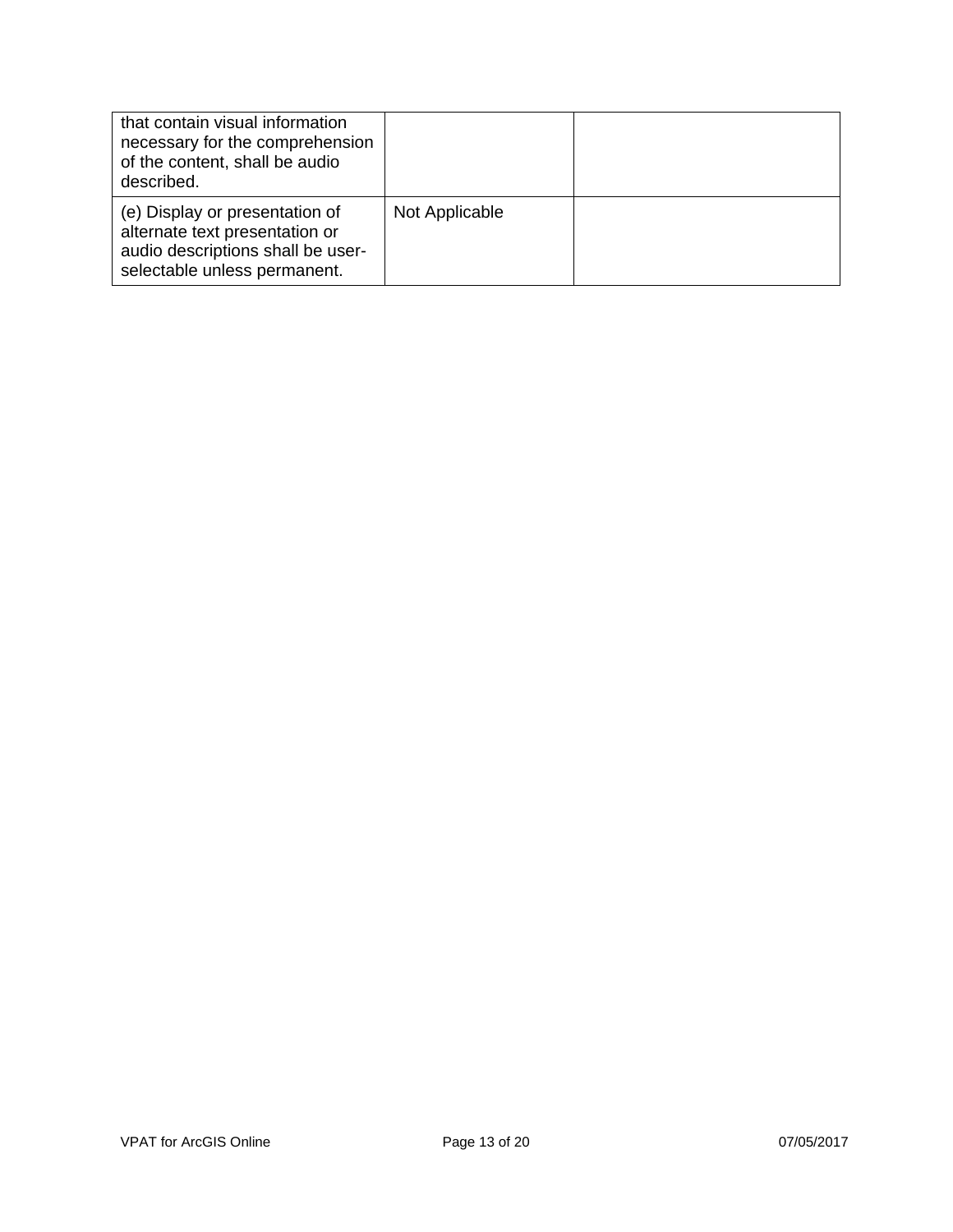| | | |
|---|---|---|
| that contain visual information necessary for the comprehension of the content, shall be audio described. | | |
| (e) Display or presentation of alternate text presentation or audio descriptions shall be user-selectable unless permanent. | Not Applicable | |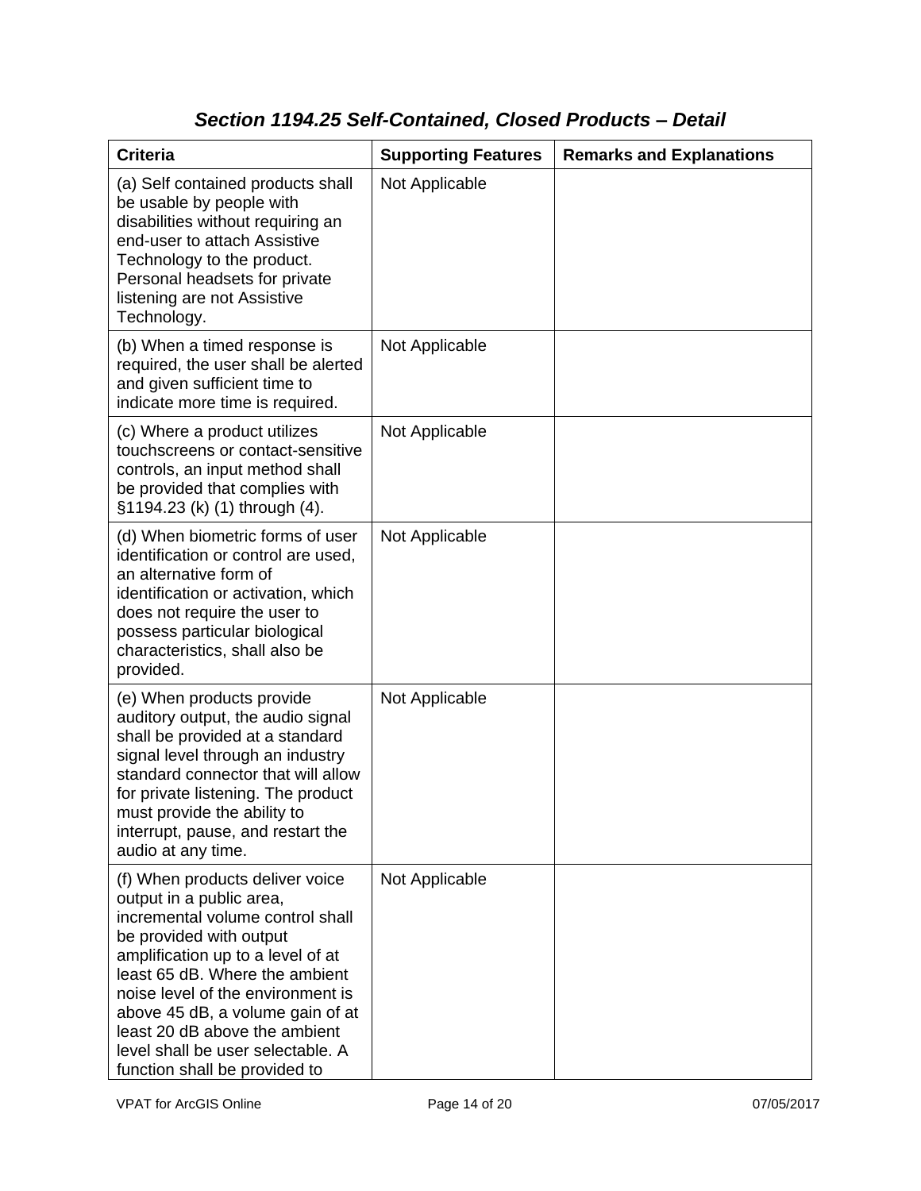### *Section 1194.25 Self-Contained, Closed Products – Detail*

| Criteria | Supporting Features | Remarks and Explanations |
|---|---|---|
| (a) Self contained products shall be usable by people with disabilities without requiring an end-user to attach Assistive Technology to the product. Personal headsets for private listening are not Assistive Technology. | Not Applicable | |
| (b) When a timed response is required, the user shall be alerted and given sufficient time to indicate more time is required. | Not Applicable | |
| (c) Where a product utilizes touchscreens or contact-sensitive controls, an input method shall be provided that complies with §1194.23 (k) (1) through (4). | Not Applicable | |
| (d) When biometric forms of user identification or control are used, an alternative form of identification or activation, which does not require the user to possess particular biological characteristics, shall also be provided. | Not Applicable | |
| (e) When products provide auditory output, the audio signal shall be provided at a standard signal level through an industry standard connector that will allow for private listening. The product must provide the ability to interrupt, pause, and restart the audio at any time. | Not Applicable | |
| (f) When products deliver voice output in a public area, incremental volume control shall be provided with output amplification up to a level of at least 65 dB. Where the ambient noise level of the environment is above 45 dB, a volume gain of at least 20 dB above the ambient level shall be user selectable. A function shall be provided to | Not Applicable | |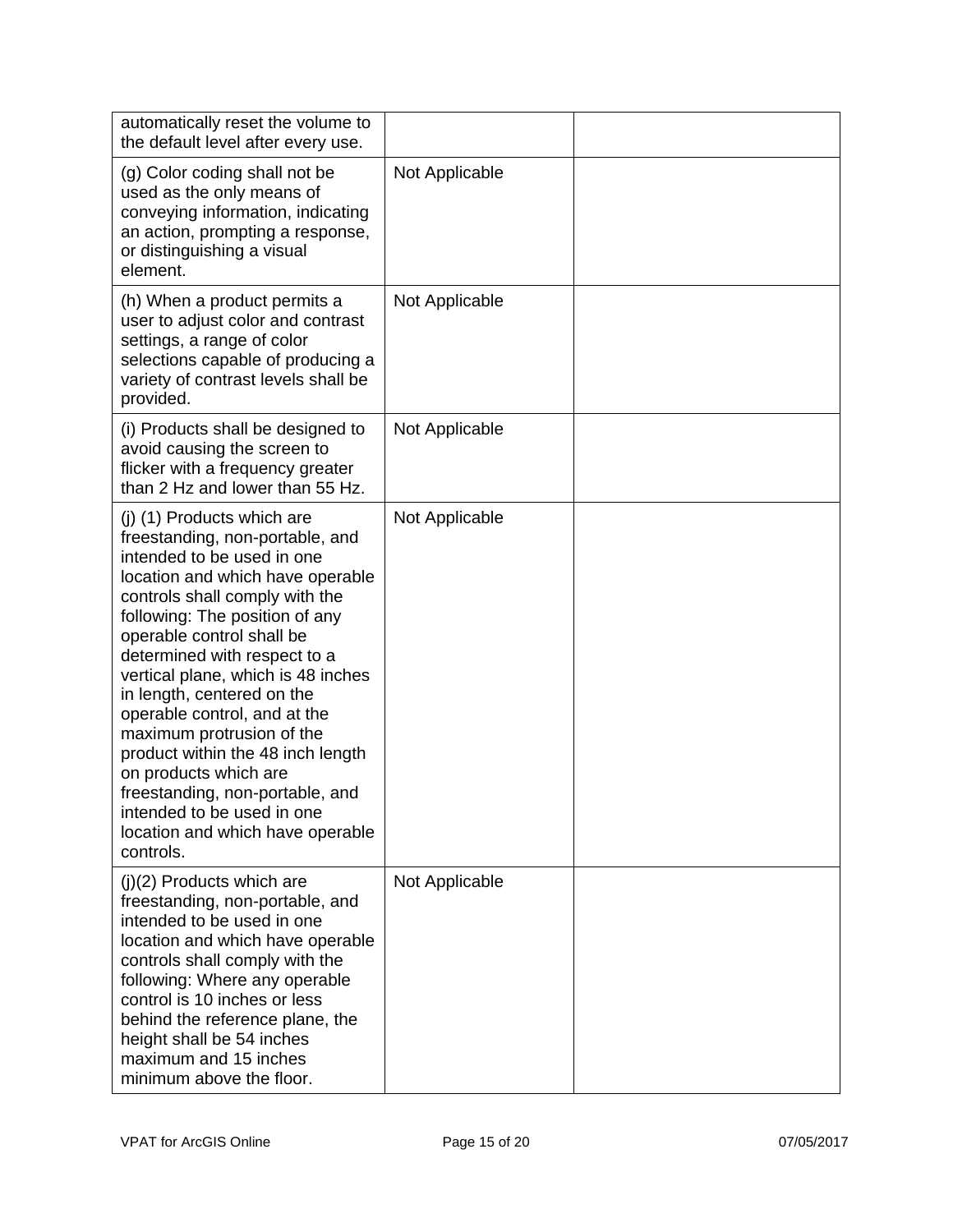| | | |
|---|---|---|
| automatically reset the volume to the default level after every use. | | |
| (g) Color coding shall not be used as the only means of conveying information, indicating an action, prompting a response, or distinguishing a visual element. | Not Applicable | |
| (h) When a product permits a user to adjust color and contrast settings, a range of color selections capable of producing a variety of contrast levels shall be provided. | Not Applicable | |
| (i) Products shall be designed to avoid causing the screen to flicker with a frequency greater than 2 Hz and lower than 55 Hz. | Not Applicable | |
| (j) (1) Products which are freestanding, non-portable, and intended to be used in one location and which have operable controls shall comply with the following: The position of any operable control shall be determined with respect to a vertical plane, which is 48 inches in length, centered on the operable control, and at the maximum protrusion of the product within the 48 inch length on products which are freestanding, non-portable, and intended to be used in one location and which have operable controls. | Not Applicable | |
| (j)(2) Products which are freestanding, non-portable, and intended to be used in one location and which have operable controls shall comply with the following: Where any operable control is 10 inches or less behind the reference plane, the height shall be 54 inches maximum and 15 inches minimum above the floor. | Not Applicable | |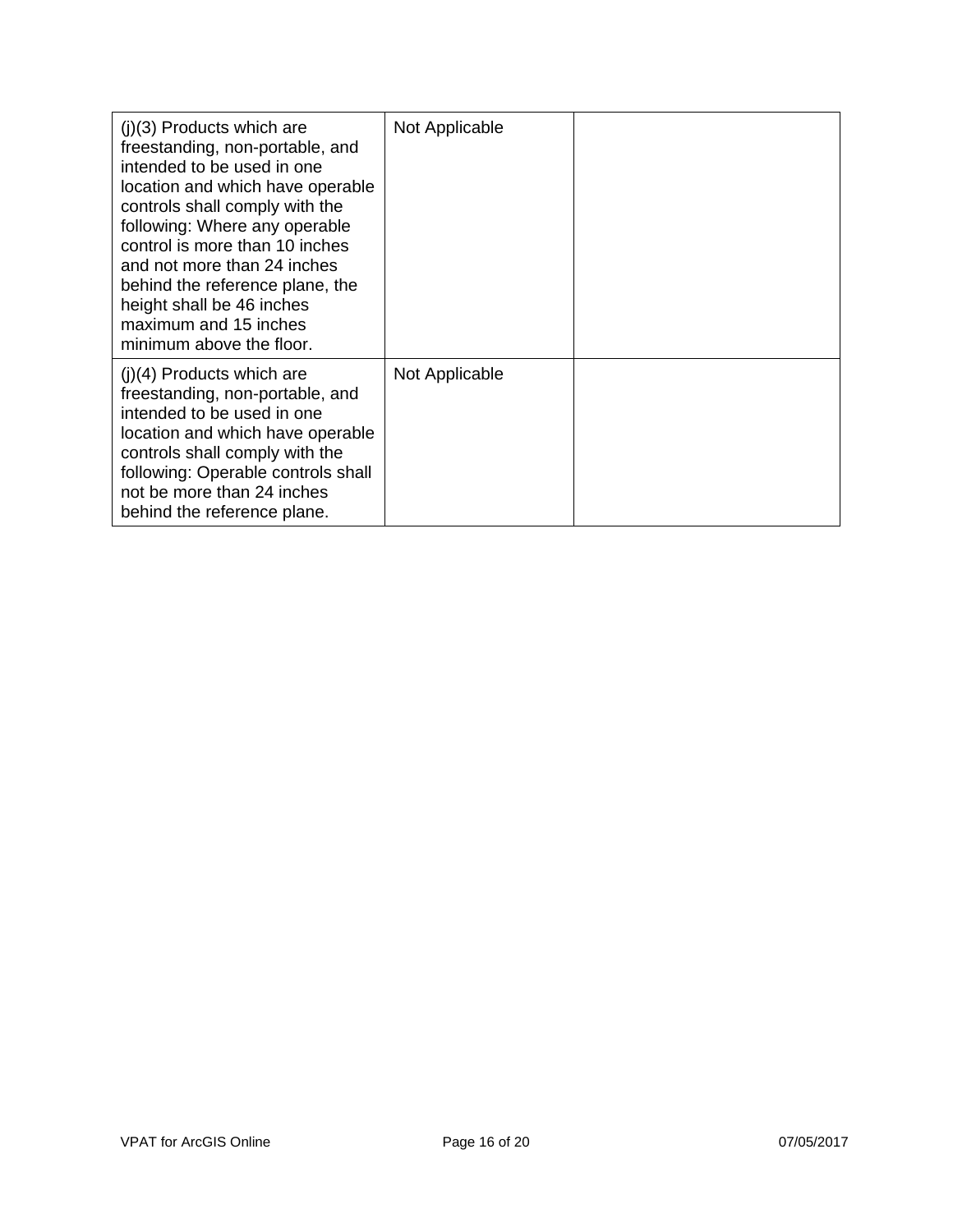| | | |
|---|---|---|
| (j)(3) Products which are freestanding, non-portable, and intended to be used in one location and which have operable controls shall comply with the following: Where any operable control is more than 10 inches and not more than 24 inches behind the reference plane, the height shall be 46 inches maximum and 15 inches minimum above the floor. | Not Applicable | |
| (j)(4) Products which are freestanding, non-portable, and intended to be used in one location and which have operable controls shall comply with the following: Operable controls shall not be more than 24 inches behind the reference plane. | Not Applicable | |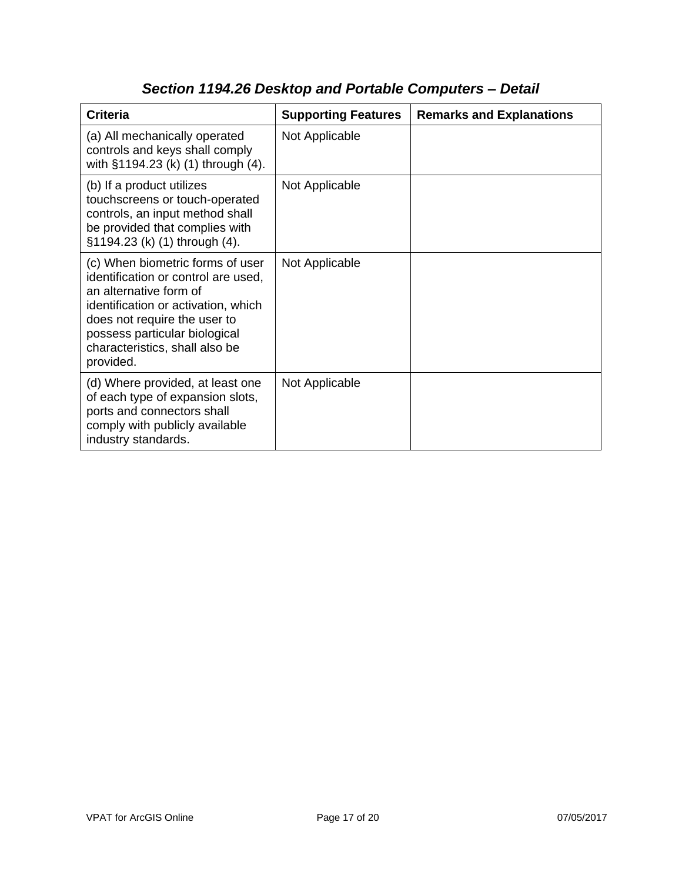## *Section 1194.26 Desktop and Portable Computers – Detail*

| Criteria | Supporting Features | Remarks and Explanations |
| --- | --- | --- |
| (a) All mechanically operated controls and keys shall comply with §1194.23 (k) (1) through (4). | Not Applicable | |
| (b) If a product utilizes touchscreens or touch-operated controls, an input method shall be provided that complies with §1194.23 (k) (1) through (4). | Not Applicable | |
| (c) When biometric forms of user identification or control are used, an alternative form of identification or activation, which does not require the user to possess particular biological characteristics, shall also be provided. | Not Applicable | |
| (d) Where provided, at least one of each type of expansion slots, ports and connectors shall comply with publicly available industry standards. | Not Applicable | |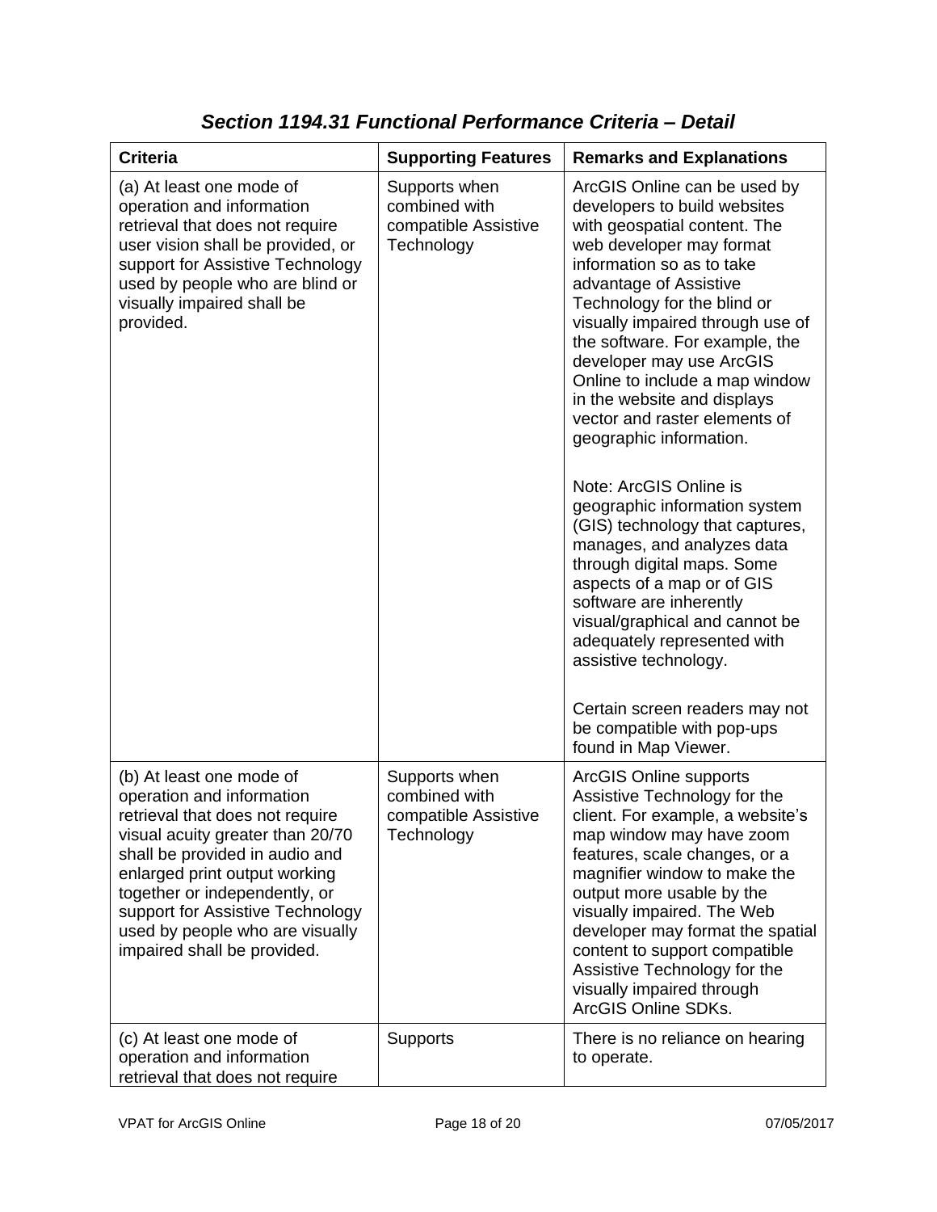## *Section 1194.31 Functional Performance Criteria – Detail*

| Criteria | Supporting Features | Remarks and Explanations |
| --- | --- | --- |
| (a) At least one mode of operation and information retrieval that does not require user vision shall be provided, or support for Assistive Technology used by people who are blind or visually impaired shall be provided. | Supports when combined with compatible Assistive Technology | ArcGIS Online can be used by developers to build websites with geospatial content. The web developer may format information so as to take advantage of Assistive Technology for the blind or visually impaired through use of the software. For example, the developer may use ArcGIS Online to include a map window in the website and displays vector and raster elements of geographic information.<br><br>Note: ArcGIS Online is geographic information system (GIS) technology that captures, manages, and analyzes data through digital maps. Some aspects of a map or of GIS software are inherently visual/graphical and cannot be adequately represented with assistive technology.<br><br>Certain screen readers may not be compatible with pop-ups found in Map Viewer. |
| (b) At least one mode of operation and information retrieval that does not require visual acuity greater than 20/70 shall be provided in audio and enlarged print output working together or independently, or support for Assistive Technology used by people who are visually impaired shall be provided. | Supports when combined with compatible Assistive Technology | ArcGIS Online supports Assistive Technology for the client. For example, a website's map window may have zoom features, scale changes, or a magnifier window to make the output more usable by the visually impaired. The Web developer may format the spatial content to support compatible Assistive Technology for the visually impaired through ArcGIS Online SDKs. |
| (c) At least one mode of operation and information retrieval that does not require | Supports | There is no reliance on hearing to operate. |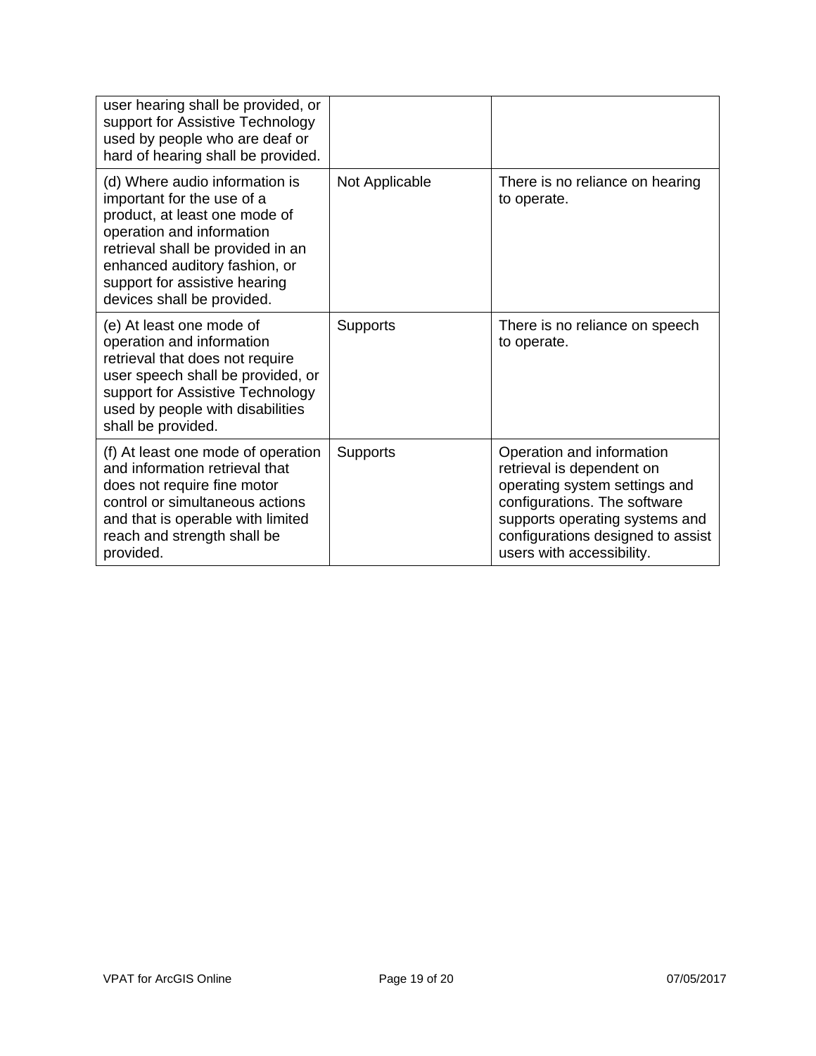| | | |
|---|---|---|
| user hearing shall be provided, or support for Assistive Technology used by people who are deaf or hard of hearing shall be provided. | | |
| (d) Where audio information is important for the use of a product, at least one mode of operation and information retrieval shall be provided in an enhanced auditory fashion, or support for assistive hearing devices shall be provided. | Not Applicable | There is no reliance on hearing to operate. |
| (e) At least one mode of operation and information retrieval that does not require user speech shall be provided, or support for Assistive Technology used by people with disabilities shall be provided. | Supports | There is no reliance on speech to operate. |
| (f) At least one mode of operation and information retrieval that does not require fine motor control or simultaneous actions and that is operable with limited reach and strength shall be provided. | Supports | Operation and information retrieval is dependent on operating system settings and configurations. The software supports operating systems and configurations designed to assist users with accessibility. |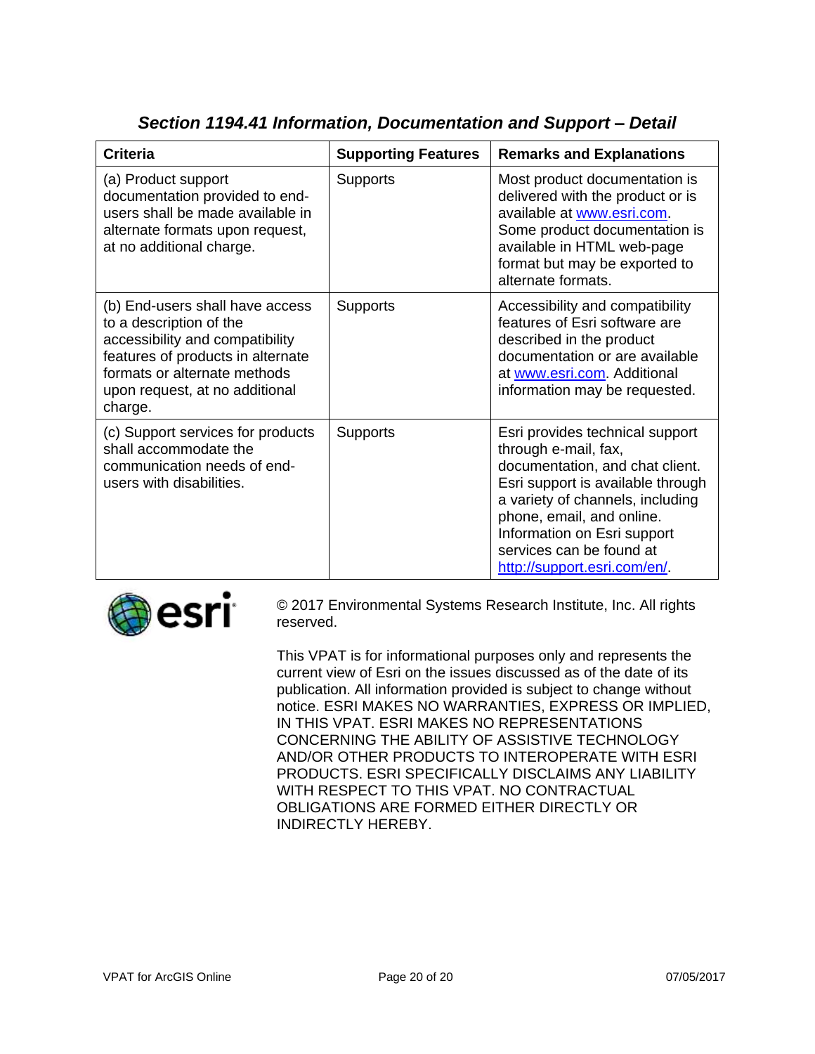### *Section 1194.41 Information, Documentation and Support – Detail*

| Criteria | Supporting Features | Remarks and Explanations |
|---|---|---|
| (a) Product support documentation provided to end-users shall be made available in alternate formats upon request, at no additional charge. | Supports | Most product documentation is delivered with the product or is available at www.esri.com. Some product documentation is available in HTML web-page format but may be exported to alternate formats. |
| (b) End-users shall have access to a description of the accessibility and compatibility features of products in alternate formats or alternate methods upon request, at no additional charge. | Supports | Accessibility and compatibility features of Esri software are described in the product documentation or are available at www.esri.com. Additional information may be requested. |
| (c) Support services for products shall accommodate the communication needs of end-users with disabilities. | Supports | Esri provides technical support through e-mail, fax, documentation, and chat client. Esri support is available through a variety of channels, including phone, email, and online. Information on Esri support services can be found at http://support.esri.com/en/. |

esri

© 2017 Environmental Systems Research Institute, Inc. All rights reserved.

This VPAT is for informational purposes only and represents the current view of Esri on the issues discussed as of the date of its publication. All information provided is subject to change without notice. ESRI MAKES NO WARRANTIES, EXPRESS OR IMPLIED, IN THIS VPAT. ESRI MAKES NO REPRESENTATIONS CONCERNING THE ABILITY OF ASSISTIVE TECHNOLOGY AND/OR OTHER PRODUCTS TO INTEROPERATE WITH ESRI PRODUCTS. ESRI SPECIFICALLY DISCLAIMS ANY LIABILITY WITH RESPECT TO THIS VPAT. NO CONTRACTUAL OBLIGATIONS ARE FORMED EITHER DIRECTLY OR INDIRECTLY HEREBY.